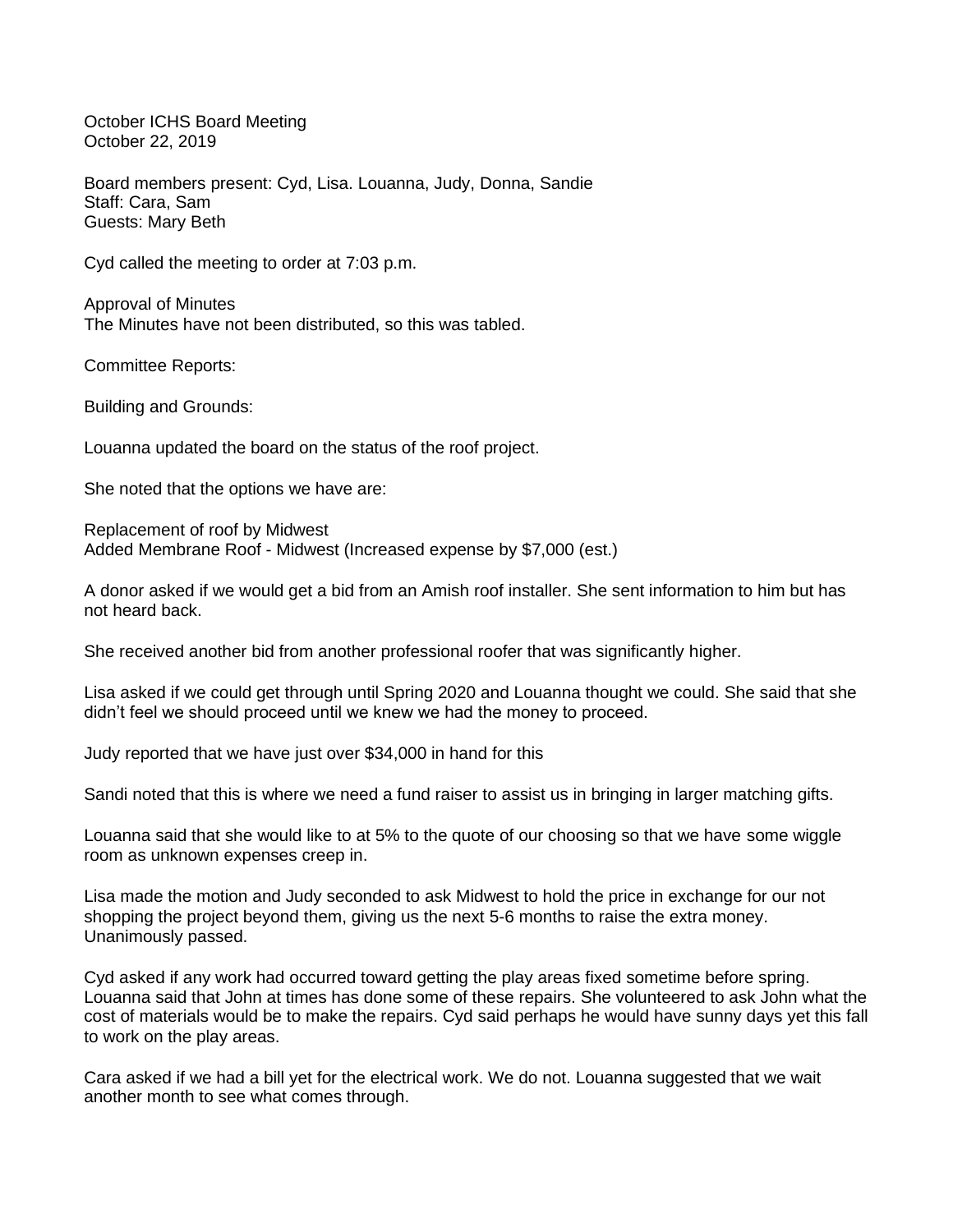October ICHS Board Meeting
October 22, 2019

Board members present: Cyd, Lisa. Louanna, Judy, Donna, Sandie
Staff: Cara, Sam
Guests: Mary Beth

Cyd called the meeting to order at 7:03 p.m.

Approval of Minutes
The Minutes have not been distributed, so this was tabled.

Committee Reports:

Building and Grounds:

Louanna updated the board on the status of the roof project.

She noted that the options we have are:

Replacement of roof by Midwest
Added Membrane Roof - Midwest (Increased expense by $7,000 (est.)

A donor asked if we would get a bid from an Amish roof installer. She sent information to him but has not heard back.

She received another bid from another professional roofer that was significantly higher.

Lisa asked if we could get through until Spring 2020 and Louanna thought we could. She said that she didn't feel we should proceed until we knew we had the money to proceed.

Judy reported that we have just over $34,000 in hand for this

Sandi noted that this is where we need a fund raiser to assist us in bringing in larger matching gifts.

Louanna said that she would like to at 5% to the quote of our choosing so that we have some wiggle room as unknown expenses creep in.

Lisa made the motion and Judy seconded to ask Midwest to hold the price in exchange for our not shopping the project beyond them, giving us the next 5-6 months to raise the extra money. Unanimously passed.

Cyd asked if any work had occurred toward getting the play areas fixed sometime before spring. Louanna said that John at times has done some of these repairs. She volunteered to ask John what the cost of materials would be to make the repairs. Cyd said perhaps he would have sunny days yet this fall to work on the play areas.

Cara asked if we had a bill yet for the electrical work. We do not. Louanna suggested that we wait another month to see what comes through.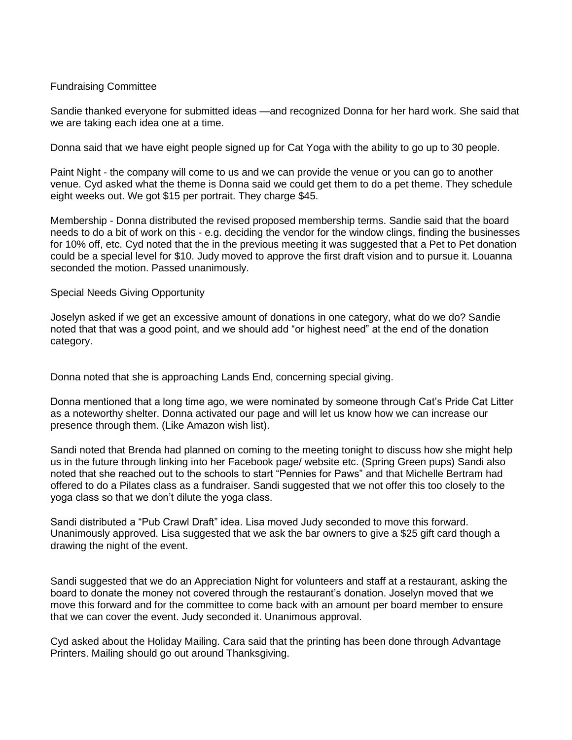Fundraising Committee

Sandie thanked everyone for submitted ideas —and recognized Donna for her hard work. She said that we are taking each idea one at a time.

Donna said that we have eight people signed up for Cat Yoga with the ability to go up to 30 people.

Paint Night - the company will come to us and we can provide the venue or you can go to another venue. Cyd asked what the theme is Donna said we could get them to do a pet theme. They schedule eight weeks out. We got $15 per portrait. They charge $45.

Membership - Donna distributed the revised proposed membership terms. Sandie said that the board needs to do a bit of work on this - e.g. deciding the vendor for the window clings, finding the businesses for 10% off, etc. Cyd noted that the in the previous meeting it was suggested that a Pet to Pet donation could be a special level for $10. Judy moved to approve the first draft vision and to pursue it. Louanna seconded the motion. Passed unanimously.

Special Needs Giving Opportunity

Joselyn asked if we get an excessive amount of donations in one category, what do we do? Sandie noted that that was a good point, and we should add "or highest need" at the end of the donation category.

Donna noted that she is approaching Lands End, concerning special giving.

Donna mentioned that a long time ago, we were nominated by someone through Cat's Pride Cat Litter as a noteworthy shelter. Donna activated our page and will let us know how we can increase our presence through them. (Like Amazon wish list).

Sandi noted that Brenda had planned on coming to the meeting tonight to discuss how she might help us in the future through linking into her Facebook page/ website etc. (Spring Green pups) Sandi also noted that she reached out to the schools to start "Pennies for Paws" and that Michelle Bertram had offered to do a Pilates class as a fundraiser. Sandi suggested that we not offer this too closely to the yoga class so that we don't dilute the yoga class.

Sandi distributed a "Pub Crawl Draft" idea. Lisa moved Judy seconded to move this forward. Unanimously approved. Lisa suggested that we ask the bar owners to give a $25 gift card though a drawing the night of the event.

Sandi suggested that we do an Appreciation Night for volunteers and staff at a restaurant, asking the board to donate the money not covered through the restaurant's donation. Joselyn moved that we move this forward and for the committee to come back with an amount per board member to ensure that we can cover the event. Judy seconded it. Unanimous approval.

Cyd asked about the Holiday Mailing. Cara said that the printing has been done through Advantage Printers. Mailing should go out around Thanksgiving.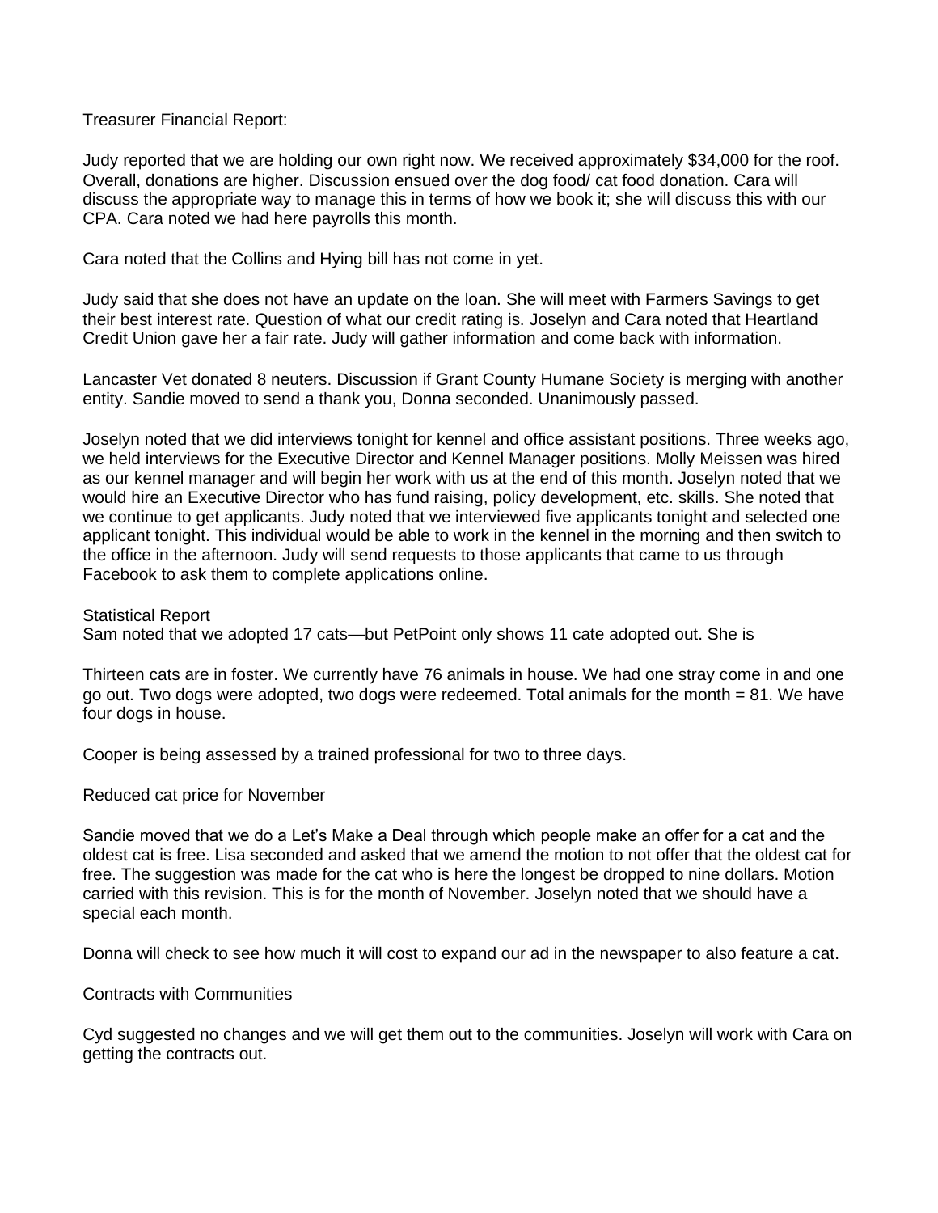Treasurer Financial Report:

Judy reported that we are holding our own right now. We received approximately $34,000 for the roof. Overall, donations are higher. Discussion ensued over the dog food/ cat food donation. Cara will discuss the appropriate way to manage this in terms of how we book it; she will discuss this with our CPA. Cara noted we had here payrolls this month.

Cara noted that the Collins and Hying bill has not come in yet.

Judy said that she does not have an update on the loan. She will meet with Farmers Savings to get their best interest rate. Question of what our credit rating is. Joselyn and Cara noted that Heartland Credit Union gave her a fair rate. Judy will gather information and come back with information.

Lancaster Vet donated 8 neuters. Discussion if Grant County Humane Society is merging with another entity. Sandie moved to send a thank you, Donna seconded. Unanimously passed.

Joselyn noted that we did interviews tonight for kennel and office assistant positions. Three weeks ago, we held interviews for the Executive Director and Kennel Manager positions. Molly Meissen was hired as our kennel manager and will begin her work with us at the end of this month. Joselyn noted that we would hire an Executive Director who has fund raising, policy development, etc. skills. She noted that we continue to get applicants. Judy noted that we interviewed five applicants tonight and selected one applicant tonight. This individual would be able to work in the kennel in the morning and then switch to the office in the afternoon. Judy will send requests to those applicants that came to us through Facebook to ask them to complete applications online.

Statistical Report

Sam noted that we adopted 17 cats—but PetPoint only shows 11 cate adopted out. She is

Thirteen cats are in foster. We currently have 76 animals in house. We had one stray come in and one go out. Two dogs were adopted, two dogs were redeemed. Total animals for the month = 81. We have four dogs in house.

Cooper is being assessed by a trained professional for two to three days.

Reduced cat price for November

Sandie moved that we do a Let's Make a Deal through which people make an offer for a cat and the oldest cat is free. Lisa seconded and asked that we amend the motion to not offer that the oldest cat for free. The suggestion was made for the cat who is here the longest be dropped to nine dollars. Motion carried with this revision. This is for the month of November. Joselyn noted that we should have a special each month.

Donna will check to see how much it will cost to expand our ad in the newspaper to also feature a cat.

Contracts with Communities

Cyd suggested no changes and we will get them out to the communities. Joselyn will work with Cara on getting the contracts out.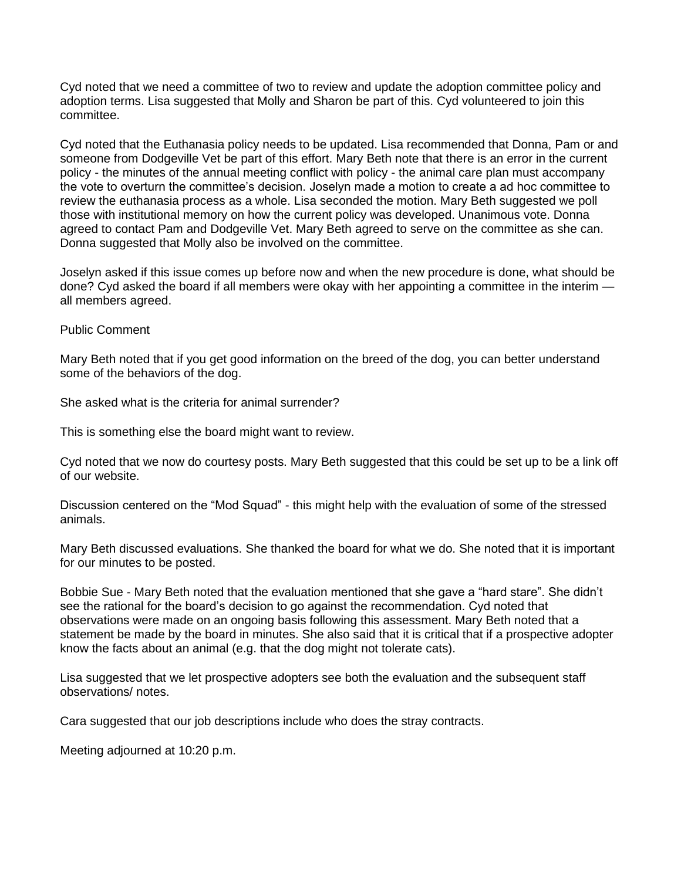Cyd noted that we need a committee of two to review and update the adoption committee policy and adoption terms. Lisa suggested that Molly and Sharon be part of this. Cyd volunteered to join this committee.

Cyd noted that the Euthanasia policy needs to be updated. Lisa recommended that Donna, Pam or and someone from Dodgeville Vet be part of this effort. Mary Beth note that there is an error in the current policy - the minutes of the annual meeting conflict with policy - the animal care plan must accompany the vote to overturn the committee's decision. Joselyn made a motion to create a ad hoc committee to review the euthanasia process as a whole. Lisa seconded the motion. Mary Beth suggested we poll those with institutional memory on how the current policy was developed. Unanimous vote. Donna agreed to contact Pam and Dodgeville Vet. Mary Beth agreed to serve on the committee as she can. Donna suggested that Molly also be involved on the committee.

Joselyn asked if this issue comes up before now and when the new procedure is done, what should be done? Cyd asked the board if all members were okay with her appointing a committee in the interim — all members agreed.

Public Comment

Mary Beth noted that if you get good information on the breed of the dog, you can better understand some of the behaviors of the dog.

She asked what is the criteria for animal surrender?

This is something else the board might want to review.

Cyd noted that we now do courtesy posts. Mary Beth suggested that this could be set up to be a link off of our website.

Discussion centered on the "Mod Squad" - this might help with the evaluation of some of the stressed animals.

Mary Beth discussed evaluations. She thanked the board for what we do. She noted that it is important for our minutes to be posted.

Bobbie Sue - Mary Beth noted that the evaluation mentioned that she gave a "hard stare". She didn't see the rational for the board's decision to go against the recommendation. Cyd noted that observations were made on an ongoing basis following this assessment. Mary Beth noted that a statement be made by the board in minutes. She also said that it is critical that if a prospective adopter know the facts about an animal (e.g. that the dog might not tolerate cats).

Lisa suggested that we let prospective adopters see both the evaluation and the subsequent staff observations/ notes.

Cara suggested that our job descriptions include who does the stray contracts.

Meeting adjourned at 10:20 p.m.